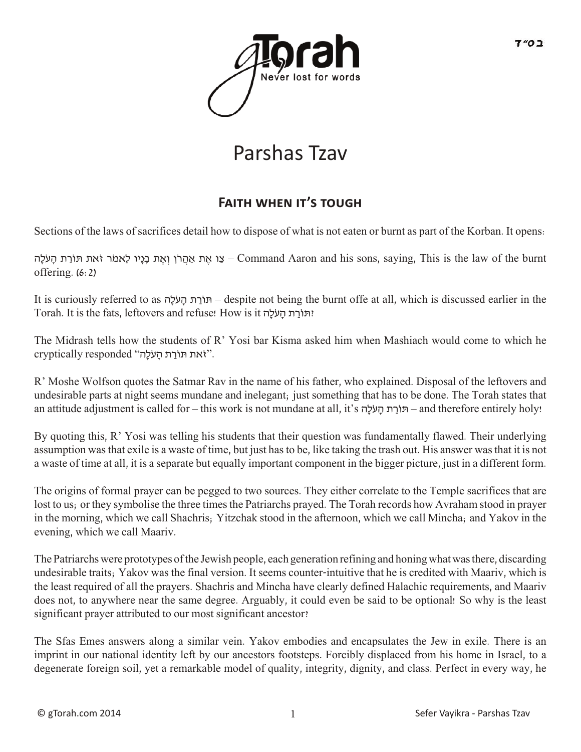# Parshas Tzav

## Faith when it's tough

Sections of the laws of sacrifices detail how to dispose of what is not eaten or burnt as part of the Korban. It opens:

צַו אֶת אַהֲרֹן וְאֶת בָּנָיו לֵאמֹר זֹאת תּוֹרַת הָעֹלָה – Command Aaron and his sons, saying, This is the law of the burnt offering. (6:2)

It is curiously referred to as תּוֹרַת הָעֹלָה – despite not being the burnt offe at all, which is discussed earlier in the Torah. It is the fats, leftovers and refuse! How is it תּוֹרַת הָעֹלָה?

The Midrash tells how the students of R' Yosi bar Kisma asked him when Mashiach would come to which he cryptically responded "זֹאת תּוֹרַת הָעֹלָה".

R' Moshe Wolfson quotes the Satmar Rav in the name of his father, who explained. Disposal of the leftovers and undesirable parts at night seems mundane and inelegant; just something that has to be done. The Torah states that an attitude adjustment is called for – this work is not mundane at all, it's תּוֹרַת הָעֹלָה – and therefore entirely holy!

By quoting this, R' Yosi was telling his students that their question was fundamentally flawed. Their underlying assumption was that exile is a waste of time, but just has to be, like taking the trash out. His answer was that it is not a waste of time at all, it is a separate but equally important component in the bigger picture, just in a different form.

The origins of formal prayer can be pegged to two sources. They either correlate to the Temple sacrifices that are lost to us; or they symbolise the three times the Patriarchs prayed. The Torah records how Avraham stood in prayer in the morning, which we call Shachris; Yitzchak stood in the afternoon, which we call Mincha; and Yakov in the evening, which we call Maariv.

The Patriarchs were prototypes of the Jewish people, each generation refining and honing what was there, discarding undesirable traits; Yakov was the final version. It seems counter-intuitive that he is credited with Maariv, which is the least required of all the prayers. Shachris and Mincha have clearly defined Halachic requirements, and Maariv does not, to anywhere near the same degree. Arguably, it could even be said to be optional! So why is the least significant prayer attributed to our most significant ancestor?

The Sfas Emes answers along a similar vein. Yakov embodies and encapsulates the Jew in exile. There is an imprint in our national identity left by our ancestors footsteps. Forcibly displaced from his home in Israel, to a degenerate foreign soil, yet a remarkable model of quality, integrity, dignity, and class. Perfect in every way, he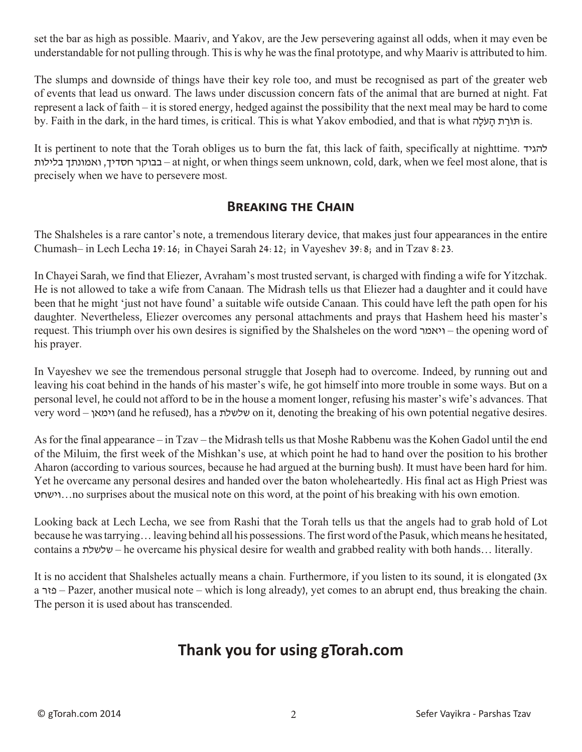set the bar as high as possible. Maariv, and Yakov, are the Jew persevering against all odds, when it may even be understandable for not pulling through. This is why he was the final prototype, and why Maariv is attributed to him.

The slumps and downside of things have their key role too, and must be recognised as part of the greater web of events that lead us onward. The laws under discussion concern fats of the animal that are burned at night. Fat represent a lack of faith – it is stored energy, hedged against the possibility that the next meal may be hard to come by. Faith in the dark, in the hard times, is critical. This is what Yakov embodied, and that is what תּוֹרַת הָעֹלָה is.

It is pertinent to note that the Torah obliges us to burn the fat, this lack of faith, specifically at nighttime. להגיד בבוקר חסדיך, ואמונתך בלילות – at night, or when things seem unknown, cold, dark, when we feel most alone, that is precisely when we have to persevere most.

## Breaking the Chain

The Shalsheles is a rare cantor's note, a tremendous literary device, that makes just four appearances in the entire Chumash– in Lech Lecha 19:16; in Chayei Sarah 24:12; in Vayeshev 39:8; and in Tzav 8:23.

In Chayei Sarah, we find that Eliezer, Avraham's most trusted servant, is charged with finding a wife for Yitzchak. He is not allowed to take a wife from Canaan. The Midrash tells us that Eliezer had a daughter and it could have been that he might 'just not have found' a suitable wife outside Canaan. This could have left the path open for his daughter. Nevertheless, Eliezer overcomes any personal attachments and prays that Hashem heed his master's request. This triumph over his own desires is signified by the Shalsheles on the word ויאמר – the opening word of his prayer.

In Vayeshev we see the tremendous personal struggle that Joseph had to overcome. Indeed, by running out and leaving his coat behind in the hands of his master's wife, he got himself into more trouble in some ways. But on a personal level, he could not afford to be in the house a moment longer, refusing his master's wife's advances. That very word – וימאן (and he refused), has a שלשלת on it, denoting the breaking of his own potential negative desires.

As for the final appearance – in Tzav – the Midrash tells us that Moshe Rabbenu was the Kohen Gadol until the end of the Miluim, the first week of the Mishkan's use, at which point he had to hand over the position to his brother Aharon (according to various sources, because he had argued at the burning bush). It must have been hard for him. Yet he overcame any personal desires and handed over the baton wholeheartedly. His final act as High Priest was וישחט…no surprises about the musical note on this word, at the point of his breaking with his own emotion.

Looking back at Lech Lecha, we see from Rashi that the Torah tells us that the angels had to grab hold of Lot because he was tarrying… leaving behind all his possessions. The first word of the Pasuk, which means he hesitated, contains a שלשלת – he overcame his physical desire for wealth and grabbed reality with both hands… literally.

It is no accident that Shalsheles actually means a chain. Furthermore, if you listen to its sound, it is elongated (3x a פזר – Pazer, another musical note – which is long already), yet comes to an abrupt end, thus breaking the chain. The person it is used about has transcended.

## Thank you for using gTorah.com